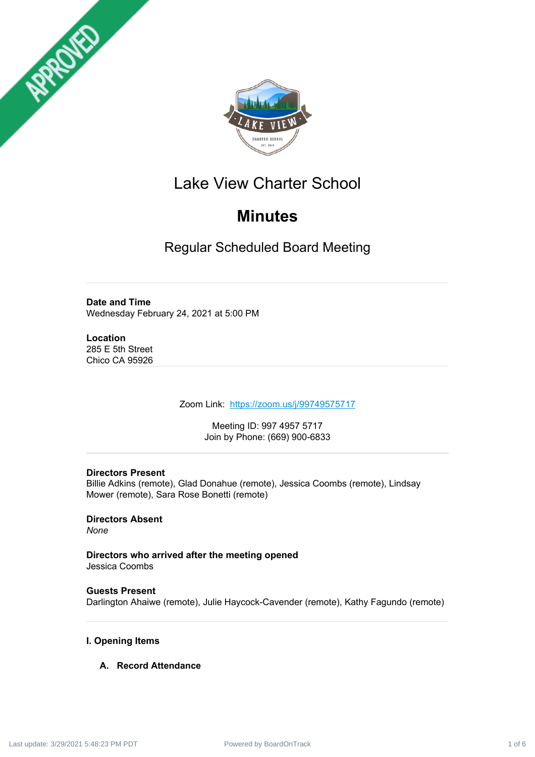# Lake View Charter School

## Minutes

### Regular Scheduled Board Meeting

**Date and Time**
Wednesday February 24, 2021 at 5:00 PM

**Location**
285 E 5th Street
Chico CA 95926

Zoom Link: https://zoom.us/j/99749575717

Meeting ID: 997 4957 5717
Join by Phone: (669) 900-6833

**Directors Present**
Billie Adkins (remote), Glad Donahue (remote), Jessica Coombs (remote), Lindsay Mower (remote), Sara Rose Bonetti (remote)

**Directors Absent**
*None*

**Directors who arrived after the meeting opened**
Jessica Coombs

**Guests Present**
Darlington Ahaiwe (remote), Julie Haycock-Cavender (remote), Kathy Fagundo (remote)

**I. Opening Items**

**A. Record Attendance**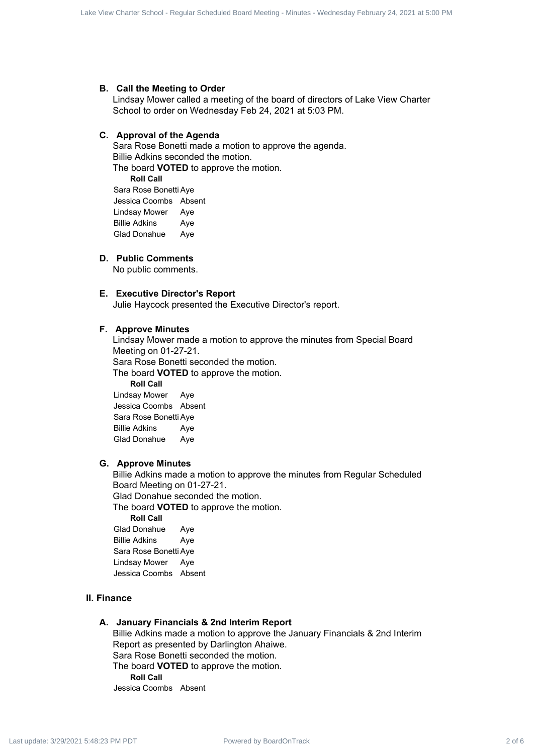### B. Call the Meeting to Order

Lindsay Mower called a meeting of the board of directors of Lake View Charter School to order on Wednesday Feb 24, 2021 at 5:03 PM.

### C. Approval of the Agenda

Sara Rose Bonetti made a motion to approve the agenda.
Billie Adkins seconded the motion.
The board **VOTED** to approve the motion.

**Roll Call**

| | |
|---|---|
| Sara Rose Bonetti | Aye |
| Jessica Coombs | Absent |
| Lindsay Mower | Aye |
| Billie Adkins | Aye |
| Glad Donahue | Aye |

### D. Public Comments

No public comments.

### E. Executive Director's Report

Julie Haycock presented the Executive Director's report.

### F. Approve Minutes

Lindsay Mower made a motion to approve the minutes from Special Board Meeting on 01-27-21.
Sara Rose Bonetti seconded the motion.
The board **VOTED** to approve the motion.

**Roll Call**

| | |
|---|---|
| Lindsay Mower | Aye |
| Jessica Coombs | Absent |
| Sara Rose Bonetti | Aye |
| Billie Adkins | Aye |
| Glad Donahue | Aye |

### G. Approve Minutes

Billie Adkins made a motion to approve the minutes from Regular Scheduled Board Meeting on 01-27-21.
Glad Donahue seconded the motion.
The board **VOTED** to approve the motion.

**Roll Call**

| | |
|---|---|
| Glad Donahue | Aye |
| Billie Adkins | Aye |
| Sara Rose Bonetti | Aye |
| Lindsay Mower | Aye |
| Jessica Coombs | Absent |

## II. Finance

### A. January Financials & 2nd Interim Report

Billie Adkins made a motion to approve the January Financials & 2nd Interim Report as presented by Darlington Ahaiwe.
Sara Rose Bonetti seconded the motion.
The board **VOTED** to approve the motion.

**Roll Call**

| | |
|---|---|
| Jessica Coombs | Absent |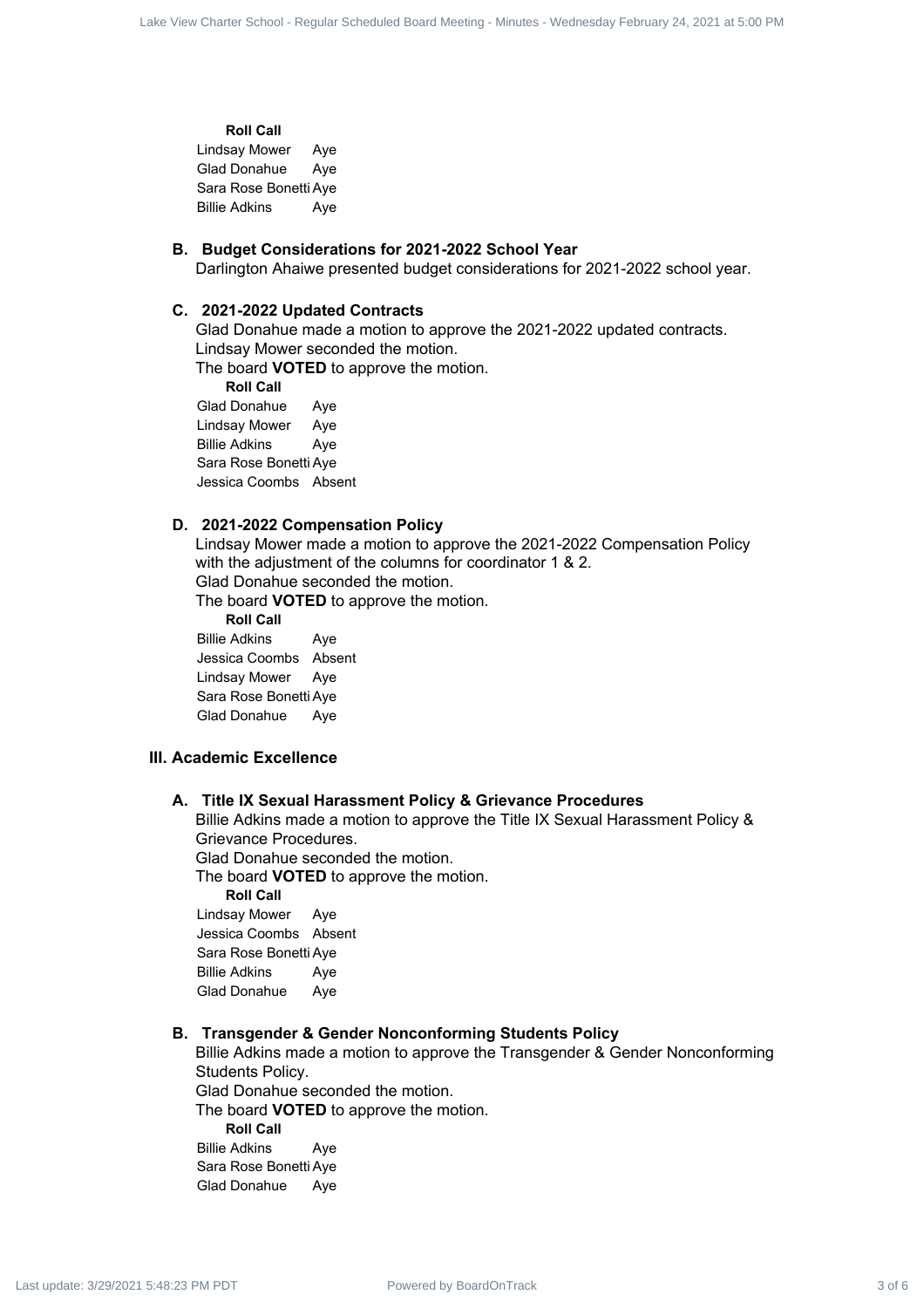**Roll Call**

| | |
|---|---|
| Lindsay Mower | Aye |
| Glad Donahue | Aye |
| Sara Rose Bonetti | Aye |
| Billie Adkins | Aye |

### B. Budget Considerations for 2021-2022 School Year

Darlington Ahaiwe presented budget considerations for 2021-2022 school year.

### C. 2021-2022 Updated Contracts

Glad Donahue made a motion to approve the 2021-2022 updated contracts.
Lindsay Mower seconded the motion.
The board **VOTED** to approve the motion.

**Roll Call**

| | |
|---|---|
| Glad Donahue | Aye |
| Lindsay Mower | Aye |
| Billie Adkins | Aye |
| Sara Rose Bonetti | Aye |
| Jessica Coombs | Absent |

### D. 2021-2022 Compensation Policy

Lindsay Mower made a motion to approve the 2021-2022 Compensation Policy with the adjustment of the columns for coordinator 1 & 2.
Glad Donahue seconded the motion.
The board **VOTED** to approve the motion.

**Roll Call**

| | |
|---|---|
| Billie Adkins | Aye |
| Jessica Coombs | Absent |
| Lindsay Mower | Aye |
| Sara Rose Bonetti | Aye |
| Glad Donahue | Aye |

## III. Academic Excellence

### A. Title IX Sexual Harassment Policy & Grievance Procedures

Billie Adkins made a motion to approve the Title IX Sexual Harassment Policy & Grievance Procedures.
Glad Donahue seconded the motion.
The board **VOTED** to approve the motion.

**Roll Call**

| | |
|---|---|
| Lindsay Mower | Aye |
| Jessica Coombs | Absent |
| Sara Rose Bonetti | Aye |
| Billie Adkins | Aye |
| Glad Donahue | Aye |

### B. Transgender & Gender Nonconforming Students Policy

Billie Adkins made a motion to approve the Transgender & Gender Nonconforming Students Policy.
Glad Donahue seconded the motion.
The board **VOTED** to approve the motion.

**Roll Call**

| | |
|---|---|
| Billie Adkins | Aye |
| Sara Rose Bonetti | Aye |
| Glad Donahue | Aye |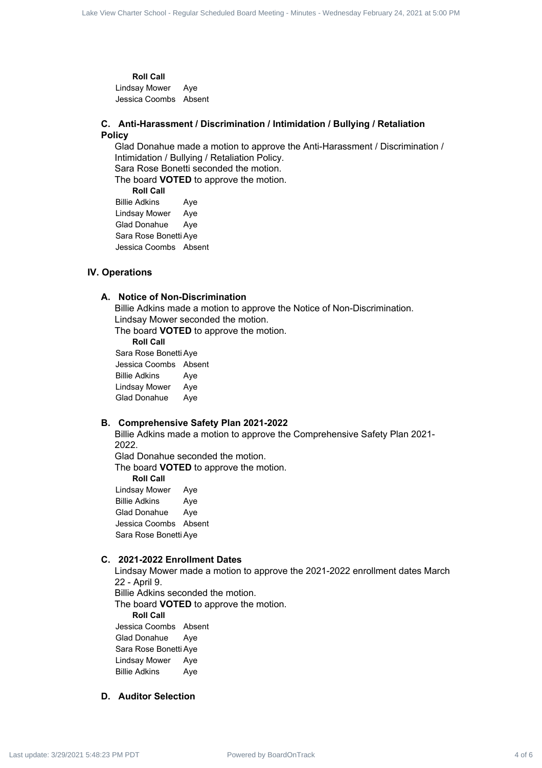**Roll Call**

| | |
|---|---|
| Lindsay Mower | Aye |
| Jessica Coombs | Absent |

### C. Anti-Harassment / Discrimination / Intimidation / Bullying / Retaliation Policy

Glad Donahue made a motion to approve the Anti-Harassment / Discrimination / Intimidation / Bullying / Retaliation Policy.
Sara Rose Bonetti seconded the motion.
The board **VOTED** to approve the motion.

**Roll Call**

| | |
|---|---|
| Billie Adkins | Aye |
| Lindsay Mower | Aye |
| Glad Donahue | Aye |
| Sara Rose Bonetti | Aye |
| Jessica Coombs | Absent |

## IV. Operations

### A. Notice of Non-Discrimination

Billie Adkins made a motion to approve the Notice of Non-Discrimination.
Lindsay Mower seconded the motion.
The board **VOTED** to approve the motion.

**Roll Call**

| | |
|---|---|
| Sara Rose Bonetti | Aye |
| Jessica Coombs | Absent |
| Billie Adkins | Aye |
| Lindsay Mower | Aye |
| Glad Donahue | Aye |

### B. Comprehensive Safety Plan 2021-2022

Billie Adkins made a motion to approve the Comprehensive Safety Plan 2021-2022.
Glad Donahue seconded the motion.
The board **VOTED** to approve the motion.

**Roll Call**

| | |
|---|---|
| Lindsay Mower | Aye |
| Billie Adkins | Aye |
| Glad Donahue | Aye |
| Jessica Coombs | Absent |
| Sara Rose Bonetti | Aye |

### C. 2021-2022 Enrollment Dates

Lindsay Mower made a motion to approve the 2021-2022 enrollment dates March 22 - April 9.
Billie Adkins seconded the motion.
The board **VOTED** to approve the motion.

**Roll Call**

| | |
|---|---|
| Jessica Coombs | Absent |
| Glad Donahue | Aye |
| Sara Rose Bonetti | Aye |
| Lindsay Mower | Aye |
| Billie Adkins | Aye |

### D. Auditor Selection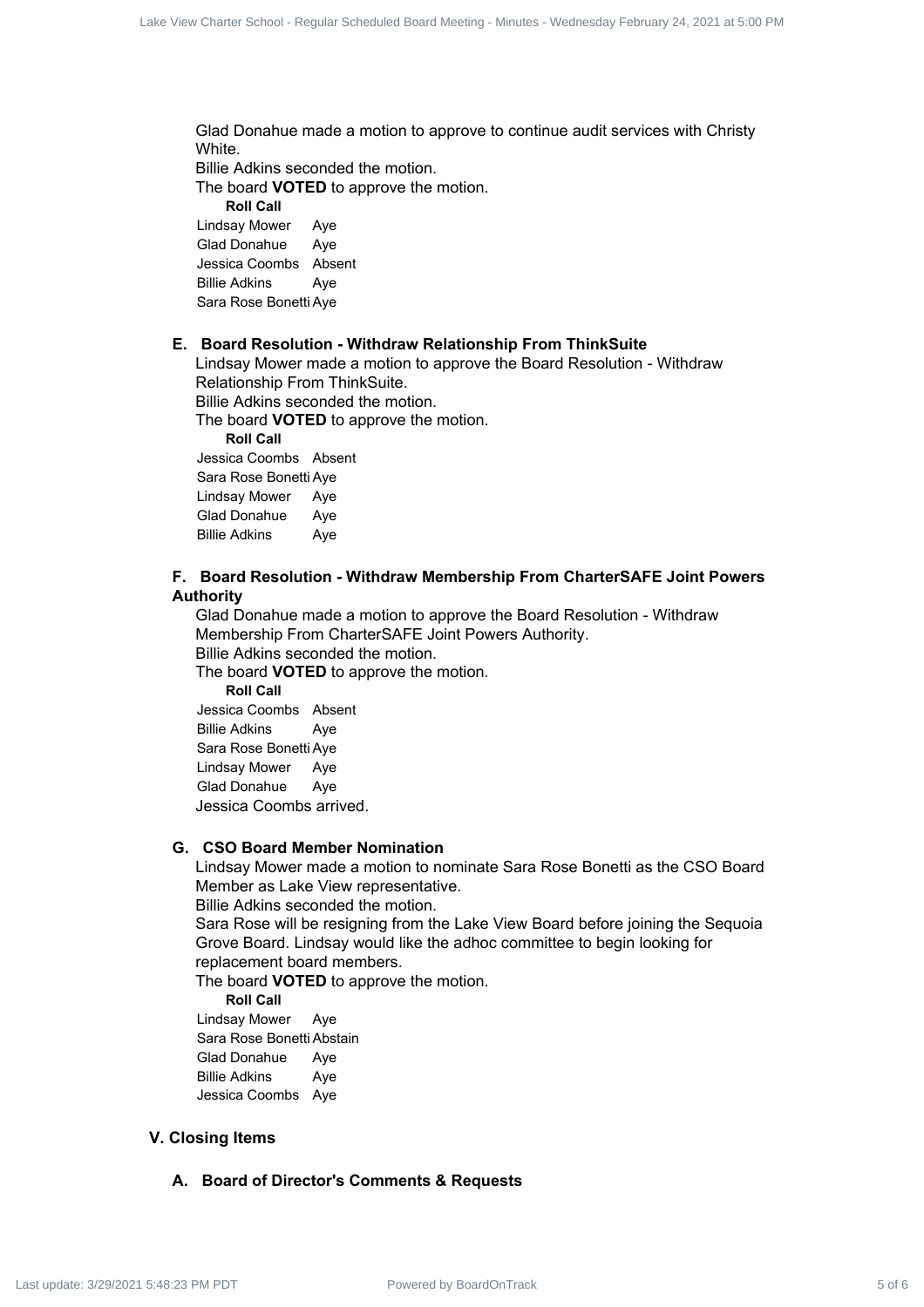Glad Donahue made a motion to approve to continue audit services with Christy White.

Billie Adkins seconded the motion.

The board **VOTED** to approve the motion.

**Roll Call**

| | |
|---|---|
| Lindsay Mower | Aye |
| Glad Donahue | Aye |
| Jessica Coombs | Absent |
| Billie Adkins | Aye |
| Sara Rose Bonetti | Aye |

### E. Board Resolution - Withdraw Relationship From ThinkSuite

Lindsay Mower made a motion to approve the Board Resolution - Withdraw Relationship From ThinkSuite.

Billie Adkins seconded the motion.

The board **VOTED** to approve the motion.

**Roll Call**

| | |
|---|---|
| Jessica Coombs | Absent |
| Sara Rose Bonetti | Aye |
| Lindsay Mower | Aye |
| Glad Donahue | Aye |
| Billie Adkins | Aye |

### F. Board Resolution - Withdraw Membership From CharterSAFE Joint Powers Authority

Glad Donahue made a motion to approve the Board Resolution - Withdraw Membership From CharterSAFE Joint Powers Authority.

Billie Adkins seconded the motion.

The board **VOTED** to approve the motion.

**Roll Call**

| | |
|---|---|
| Jessica Coombs | Absent |
| Billie Adkins | Aye |
| Sara Rose Bonetti | Aye |
| Lindsay Mower | Aye |
| Glad Donahue | Aye |

Jessica Coombs arrived.

### G. CSO Board Member Nomination

Lindsay Mower made a motion to nominate Sara Rose Bonetti as the CSO Board Member as Lake View representative.

Billie Adkins seconded the motion.

Sara Rose will be resigning from the Lake View Board before joining the Sequoia Grove Board. Lindsay would like the adhoc committee to begin looking for replacement board members.

The board **VOTED** to approve the motion.

**Roll Call**

| | |
|---|---|
| Lindsay Mower | Aye |
| Sara Rose Bonetti | Abstain |
| Glad Donahue | Aye |
| Billie Adkins | Aye |
| Jessica Coombs | Aye |

## V. Closing Items

### A. Board of Director's Comments & Requests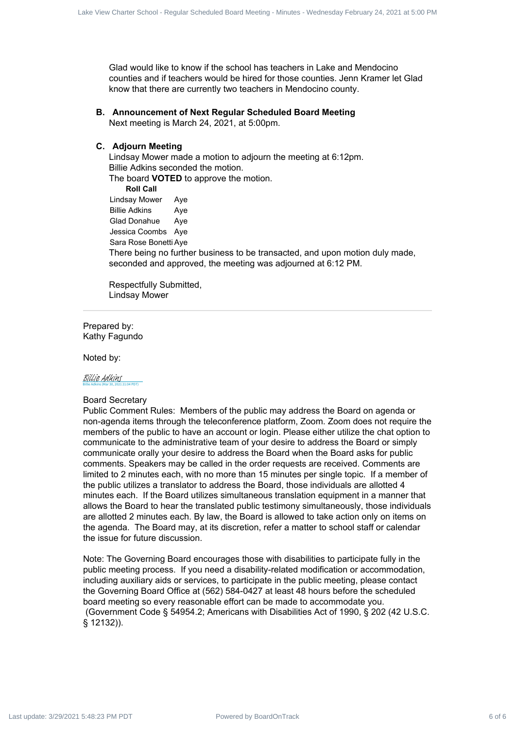Glad would like to know if the school has teachers in Lake and Mendocino counties and if teachers would be hired for those counties. Jenn Kramer let Glad know that there are currently two teachers in Mendocino county.

### B. Announcement of Next Regular Scheduled Board Meeting

Next meeting is March 24, 2021, at 5:00pm.

### C. Adjourn Meeting

Lindsay Mower made a motion to adjourn the meeting at 6:12pm.
Billie Adkins seconded the motion.
The board **VOTED** to approve the motion.

**Roll Call**

| | |
|---|---|
| Lindsay Mower | Aye |
| Billie Adkins | Aye |
| Glad Donahue | Aye |
| Jessica Coombs | Aye |
| Sara Rose Bonetti | Aye |

There being no further business to be transacted, and upon motion duly made, seconded and approved, the meeting was adjourned at 6:12 PM.

Respectfully Submitted,
Lindsay Mower

---

Prepared by:
Kathy Fagundo

Noted by:

Billie Adkins
Billie Adkins (Mar 30, 2021 21:04 PDT)

Board Secretary

Public Comment Rules: Members of the public may address the Board on agenda or non-agenda items through the teleconference platform, Zoom. Zoom does not require the members of the public to have an account or login. Please either utilize the chat option to communicate to the administrative team of your desire to address the Board or simply communicate orally your desire to address the Board when the Board asks for public comments. Speakers may be called in the order requests are received. Comments are limited to 2 minutes each, with no more than 15 minutes per single topic. If a member of the public utilizes a translator to address the Board, those individuals are allotted 4 minutes each. If the Board utilizes simultaneous translation equipment in a manner that allows the Board to hear the translated public testimony simultaneously, those individuals are allotted 2 minutes each. By law, the Board is allowed to take action only on items on the agenda. The Board may, at its discretion, refer a matter to school staff or calendar the issue for future discussion.

Note: The Governing Board encourages those with disabilities to participate fully in the public meeting process. If you need a disability-related modification or accommodation, including auxiliary aids or services, to participate in the public meeting, please contact the Governing Board Office at (562) 584-0427 at least 48 hours before the scheduled board meeting so every reasonable effort can be made to accommodate you.
(Government Code § 54954.2; Americans with Disabilities Act of 1990, § 202 (42 U.S.C. § 12132)).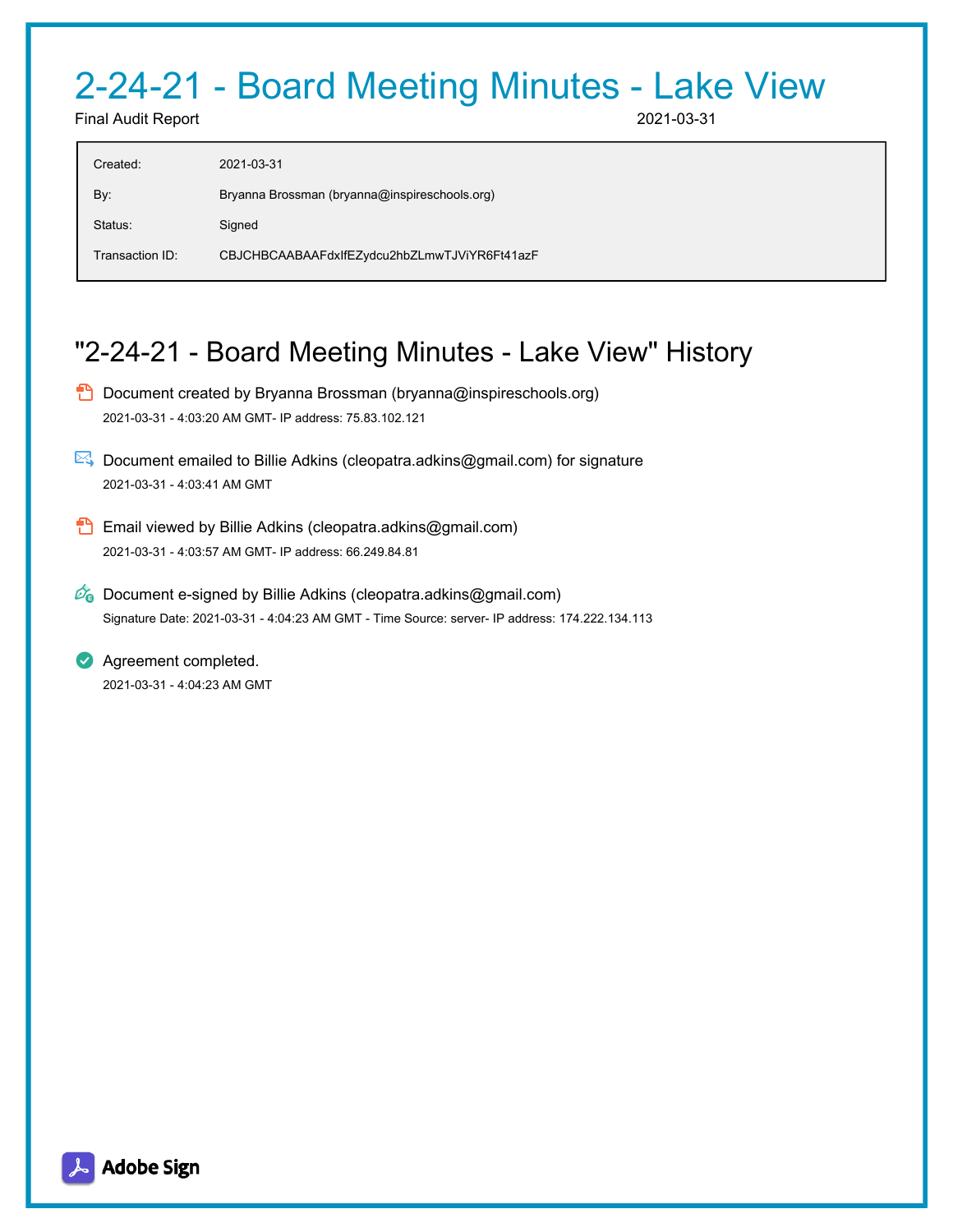# 2-24-21 - Board Meeting Minutes - Lake View

Final Audit Report 2021-03-31

| | |
|---|---|
| Created: | 2021-03-31 |
| By: | Bryanna Brossman (bryanna@inspireschools.org) |
| Status: | Signed |
| Transaction ID: | CBJCHBCAABAAFdxIfEZydcu2hbZLmwTJViYR6Ft41azF |

## "2-24-21 - Board Meeting Minutes - Lake View" History

- Document created by Bryanna Brossman (bryanna@inspireschools.org)
  2021-03-31 - 4:03:20 AM GMT- IP address: 75.83.102.121

- Document emailed to Billie Adkins (cleopatra.adkins@gmail.com) for signature
  2021-03-31 - 4:03:41 AM GMT

- Email viewed by Billie Adkins (cleopatra.adkins@gmail.com)
  2021-03-31 - 4:03:57 AM GMT- IP address: 66.249.84.81

- Document e-signed by Billie Adkins (cleopatra.adkins@gmail.com)
  Signature Date: 2021-03-31 - 4:04:23 AM GMT - Time Source: server- IP address: 174.222.134.113

- Agreement completed.
  2021-03-31 - 4:04:23 AM GMT

Adobe Sign